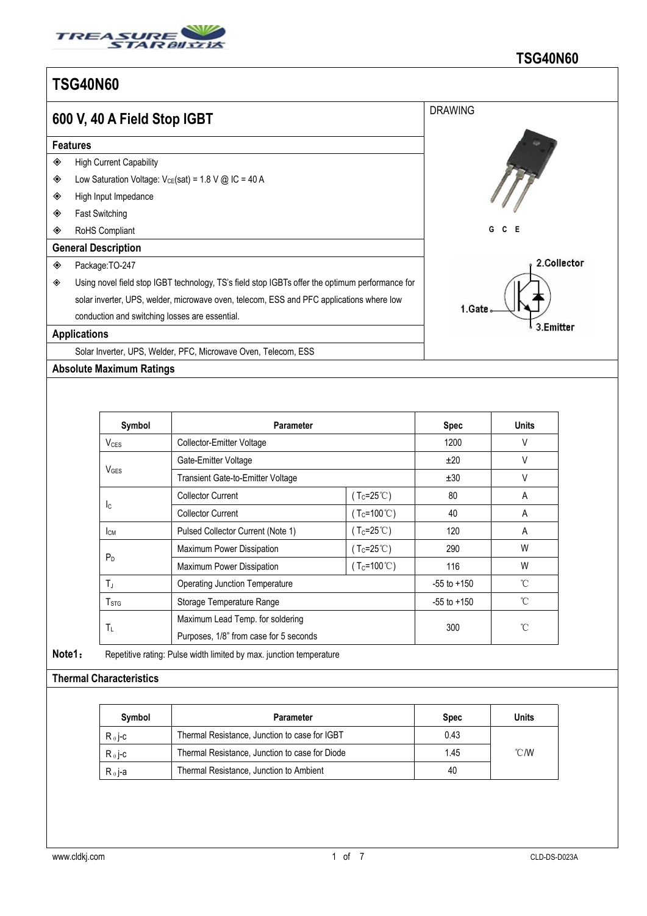# TSG40N60

## 600 V, 40 A Field Stop IGBT

### Features

- High Current Capability
- Low Saturation Voltage: $V_{CE}(sat)$ = 1.8 V @ IC = 40 A
- High Input Impedance
- Fast Switching
- RoHS Compliant

### General Description

- Package:TO-247
- Using novel field stop IGBT technology, TS's field stop IGBTs offer the optimum performance for solar inverter, UPS, welder, microwave oven, telecom, ESS and PFC applications where low conduction and switching losses are essential.

### Applications

Solar Inverter, UPS, Welder, PFC, Microwave Oven, Telecom, ESS

DRAWING

G C E

1.Gate 2.Collector 3.Emitter

### Absolute Maximum Ratings

| Symbol | Parameter | | Spec | Units |
|---|---|---|---|---|
| $V_{CES}$ | Collector-Emitter Voltage | | 1200 | V |
| $V_{GES}$ | Gate-Emitter Voltage | | ±20 | V |
| | Transient Gate-to-Emitter Voltage | | ±30 | V |
| $I_C$ | Collector Current | ( $T_C$=25℃) | 80 | A |
| | Collector Current | ( $T_C$=100℃) | 40 | A |
| $I_{CM}$ | Pulsed Collector Current (Note 1) | ( $T_C$=25℃) | 120 | A |
| $P_D$ | Maximum Power Dissipation | ( $T_C$=25℃) | 290 | W |
| | Maximum Power Dissipation | ( $T_C$=100℃) | 116 | W |
| $T_J$ | Operating Junction Temperature | | -55 to +150 | ℃ |
| $T_{STG}$ | Storage Temperature Range | | -55 to +150 | ℃ |
| $T_L$ | Maximum Lead Temp. for soldering Purposes, 1/8" from case for 5 seconds | | 300 | ℃ |

**Note1：** Repetitive rating: Pulse width limited by max. junction temperature

### Thermal Characteristics

| Symbol | Parameter | Spec | Units |
|---|---|---|---|
| $R_{\theta}$j-c | Thermal Resistance, Junction to case for IGBT | 0.43 | ℃/W |
| $R_{\theta}$j-c | Thermal Resistance, Junction to case for Diode | 1.45 | |
| $R_{\theta}$j-a | Thermal Resistance, Junction to Ambient | 40 | |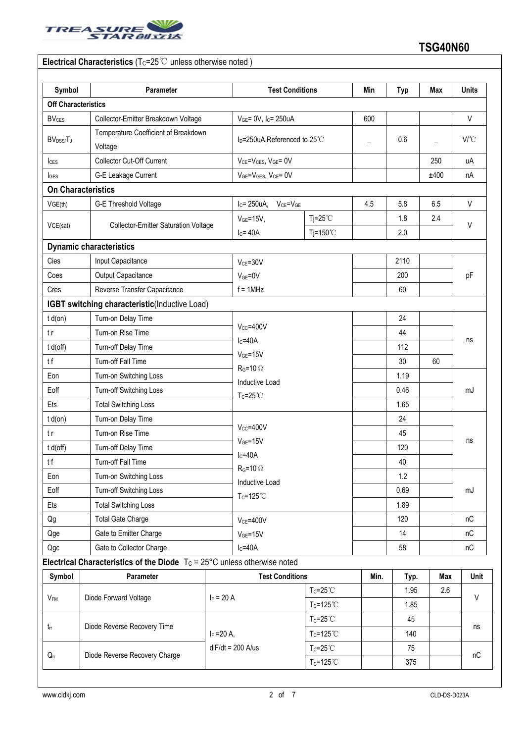**TSG40N60**

**Electrical Characteristics** ($T_C$=25℃ unless otherwise noted )

| Symbol | Parameter | Test Conditions | | Min | Typ | Max | Units |
|---|---|---|---|---|---|---|---|
| **Off Characteristics** | | | | | | | |
| $BV_{CES}$ | Collector-Emitter Breakdown Voltage | $V_{GE}$= 0V, $I_C$= 250uA | | 600 | | | V |
| $BV_{DSS}/T_J$ | Temperature Coefficient of Breakdown Voltage | $I_D$=250uA,Referenced to 25℃ | | _ | 0.6 | _ | V/℃ |
| $I_{CES}$ | Collector Cut-Off Current | $V_{CE}$=$V_{CES}$, $V_{GE}$= 0V | | | | 250 | uA |
| $I_{GES}$ | G-E Leakage Current | $V_{GE}$=$V_{GES}$, $V_{CE}$= 0V | | | | ±400 | nA |
| **On Characteristics** | | | | | | | |
| $V_{GE(th)}$ | G-E Threshold Voltage | $I_C$= 250uA, $V_{CE}$=$V_{GE}$ | | 4.5 | 5.8 | 6.5 | V |
| $V_{CE(sat)}$ | Collector-Emitter Saturation Voltage | $V_{GE}$=15V, $I_C$= 40A | Tj=25℃ | | 1.8 | 2.4 | V |
| | | | Tj=150℃ | | 2.0 | | |
| **Dynamic characteristics** | | | | | | | |
| Cies | Input Capacitance | $V_{CE}$=30V $V_{GE}$=0V f = 1MHz | | | 2110 | | pF |
| Coes | Output Capacitance | | | | 200 | | |
| Cres | Reverse Transfer Capacitance | | | | 60 | | |
| **IGBT switching characteristic**(Inductive Load) | | | | | | | |
| t d(on) | Turn-on Delay Time | $V_{CC}$=400V $I_C$=40A $V_{GE}$=15V $R_G$=10 Ω Inductive Load $T_C$=25℃ | | | 24 | | ns |
| t r | Turn-on Rise Time | | | | 44 | | |
| t d(off) | Turn-off Delay Time | | | | 112 | | |
| t f | Turn-off Fall Time | | | | 30 | 60 | |
| Eon | Turn-on Switching Loss | | | | 1.19 | | mJ |
| Eoff | Turn-off Switching Loss | | | | 0.46 | | |
| Ets | Total Switching Loss | | | | 1.65 | | |
| t d(on) | Turn-on Delay Time | $V_{CC}$=400V $V_{GE}$=15V $I_C$=40A $R_G$=10 Ω Inductive Load $T_C$=125℃ | | | 24 | | ns |
| t r | Turn-on Rise Time | | | | 45 | | |
| t d(off) | Turn-off Delay Time | | | | 120 | | |
| t f | Turn-off Fall Time | | | | 40 | | |
| Eon | Turn-on Switching Loss | | | | 1.2 | | mJ |
| Eoff | Turn-off Switching Loss | | | | 0.69 | | |
| Ets | Total Switching Loss | | | | 1.89 | | |
| Qg | Total Gate Charge | $V_{CE}$=400V $V_{GE}$=15V $I_C$=40A | | | 120 | | nC |
| Qge | Gate to Emitter Charge | | | | 14 | | nC |
| Qgc | Gate to Collector Charge | | | | 58 | | nC |

**Electrical Characteristics of the Diode** $T_C$ = 25°C unless otherwise noted

| Symbol | Parameter | Test Conditions | | Min. | Typ. | Max | Unit |
|---|---|---|---|---|---|---|---|
| $V_{FM}$ | Diode Forward Voltage | $I_F$ = 20 A | $T_C$=25℃ | | 1.95 | 2.6 | V |
| | | | $T_C$=125℃ | | 1.85 | | |
| $t_{rr}$ | Diode Reverse Recovery Time | $I_F$ =20 A, diF/dt = 200 A/us | $T_C$=25℃ | | 45 | | ns |
| | | | $T_C$=125℃ | | 140 | | |
| $Q_{rr}$ | Diode Reverse Recovery Charge | | $T_C$=25℃ | | 75 | | nC |
| | | | $T_C$=125℃ | | 375 | | |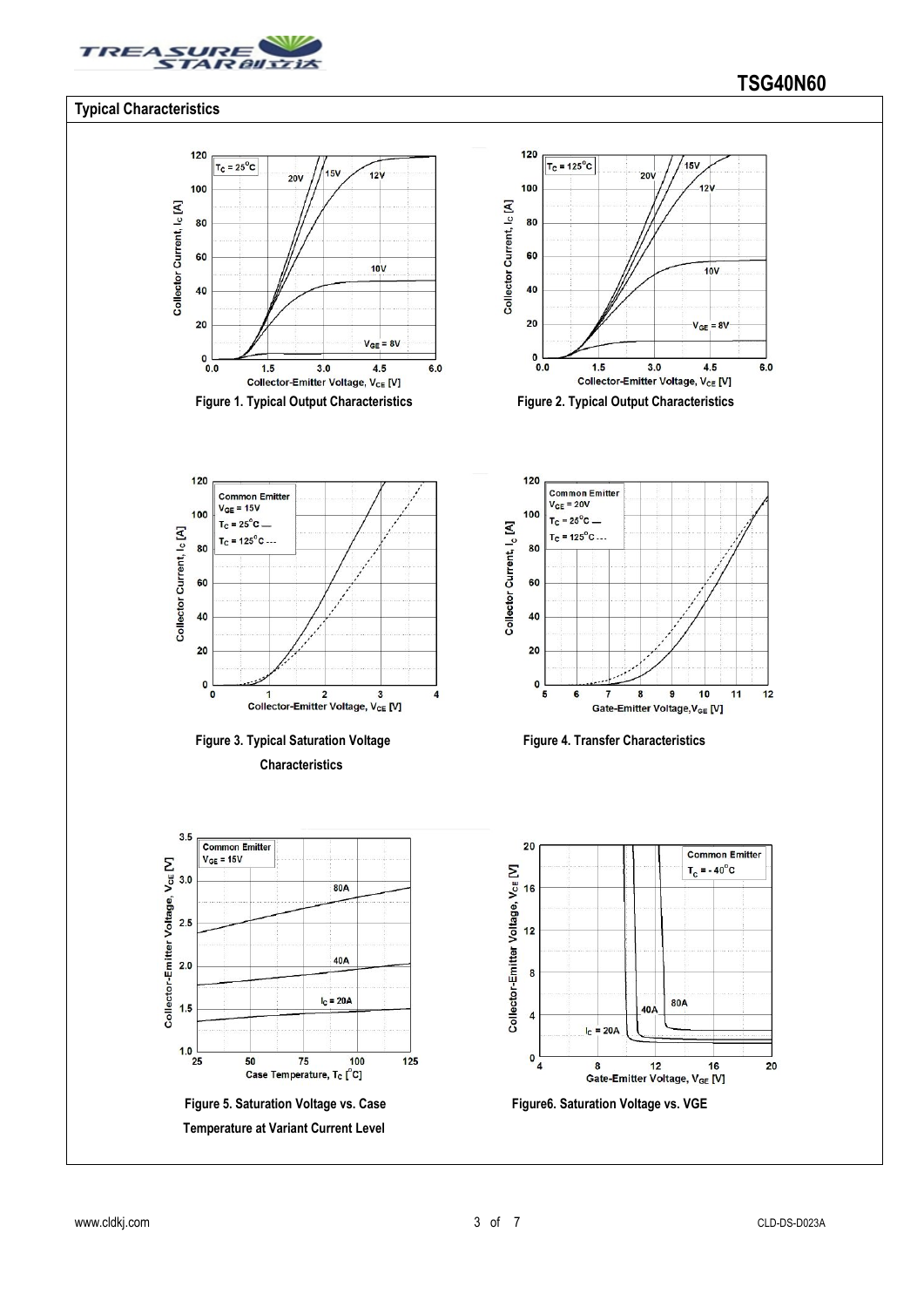## Typical Characteristics

Figure 1. Typical Output Characteristics

Figure 2. Typical Output Characteristics

Figure 3. Typical Saturation Voltage Characteristics

Figure 4. Transfer Characteristics

Figure 5. Saturation Voltage vs. Case Temperature at Variant Current Level

Figure6. Saturation Voltage vs. VGE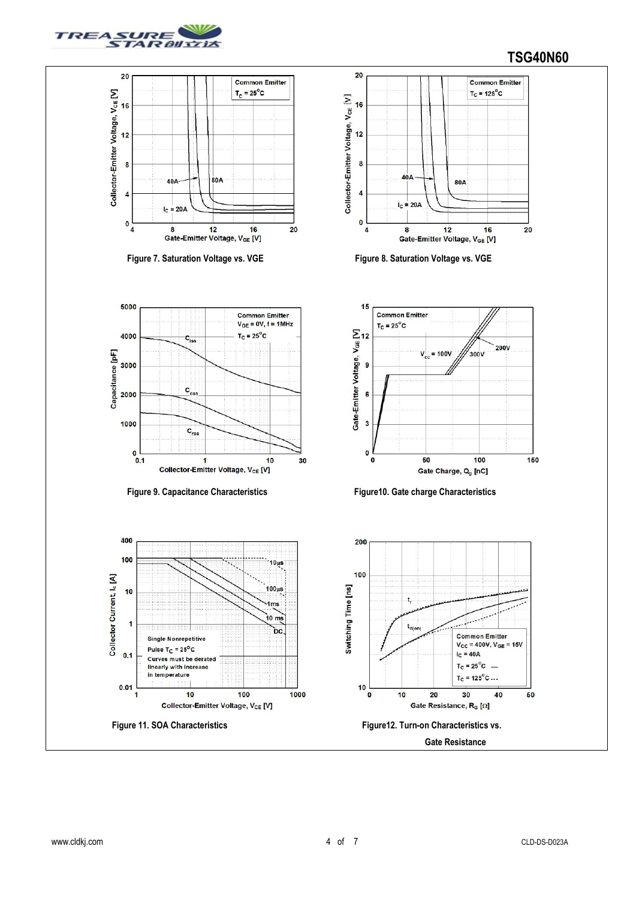Figure 7. Saturation Voltage vs. VGE

Figure 8. Saturation Voltage vs. VGE

Figure 9. Capacitance Characteristics

Figure10. Gate charge Characteristics

Figure 11. SOA Characteristics

Figure12. Turn-on Characteristics vs. Gate Resistance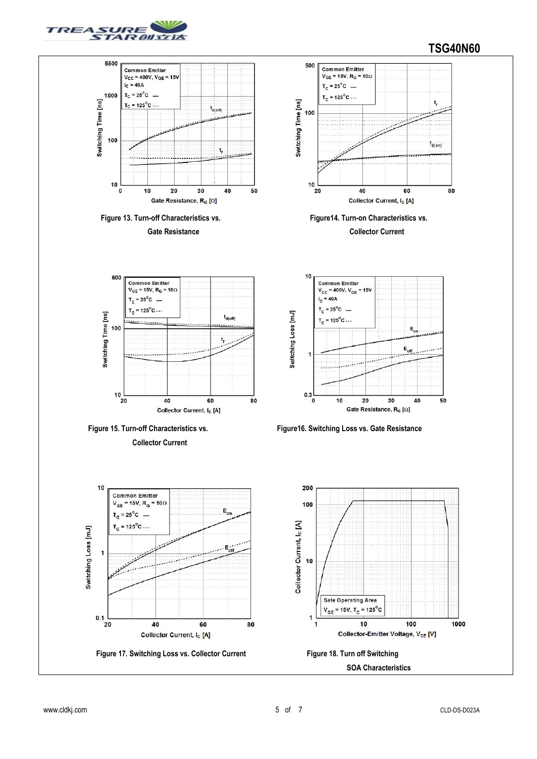Figure 13. Turn-off Characteristics vs. Gate Resistance

Figure14. Turn-on Characteristics vs. Collector Current

Figure 15. Turn-off Characteristics vs. Collector Current

Figure16. Switching Loss vs. Gate Resistance

Figure 17. Switching Loss vs. Collector Current

Figure 18. Turn off Switching SOA Characteristics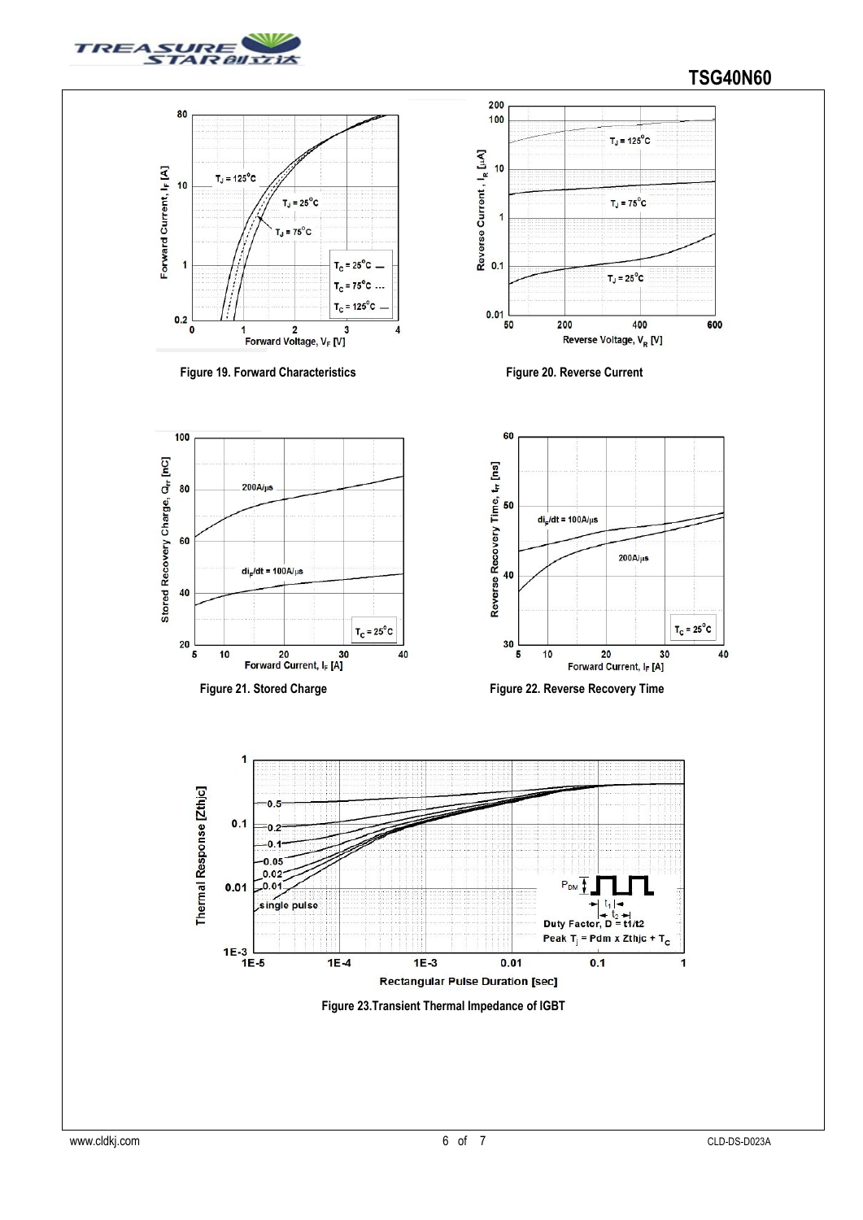Figure 19. Forward Characteristics

Figure 20. Reverse Current

Figure 21. Stored Charge

Figure 22. Reverse Recovery Time

Figure 23.Transient Thermal Impedance of IGBT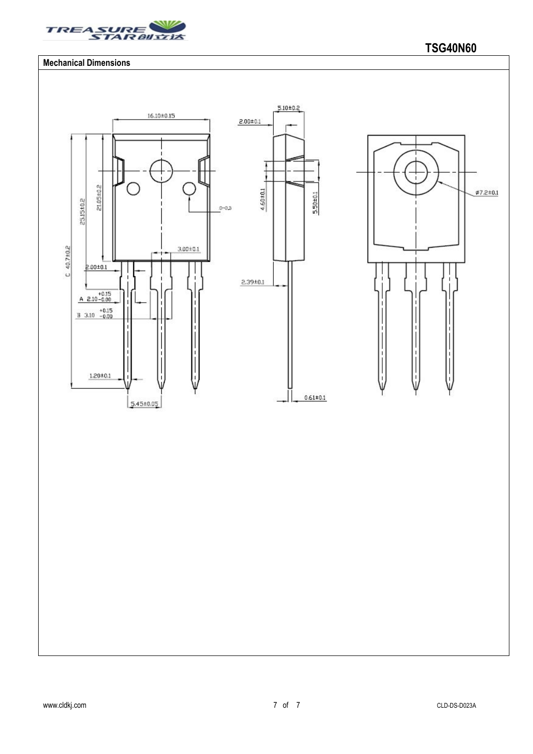## Mechanical Dimensions

16.10±0.15

5.10±0.2

2.00±0.1

25.15±0.2

21.05±0.2

C 40.7±0.2

4.60±0.1

5.50±0.1

ø7.2±0.1

0~0.3

3.00±0.1

2.00±0.1

2.39±0.1

A 2.10 +0.15 −0.00

B 3.10 +0.15 −0.00

1.20±0.1

5.45±0.05

0.61±0.1